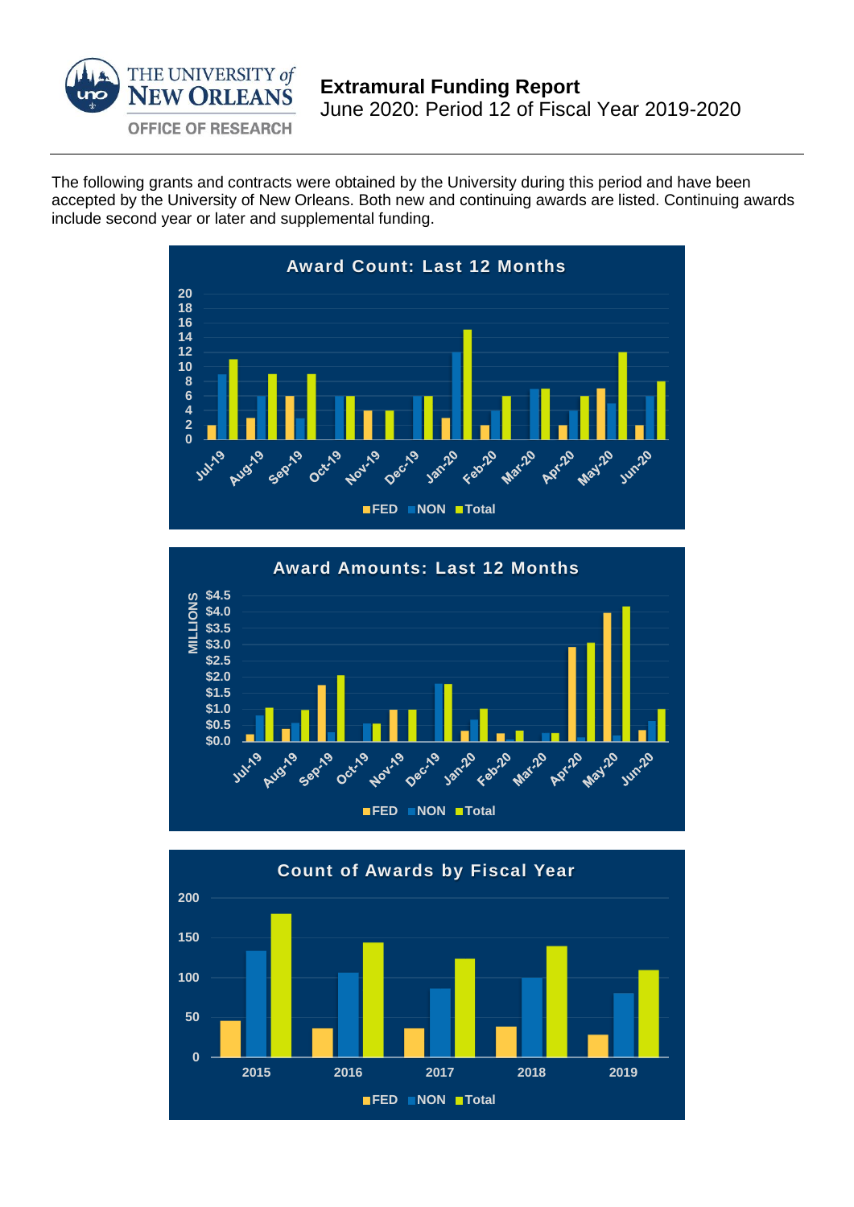# Extramural Funding Report

June 2020: Period 12 of Fiscal Year 2019-2020

THE UNIVERSITY of NEW ORLEANS
OFFICE OF RESEARCH

The following grants and contracts were obtained by the University during this period and have been accepted by the University of New Orleans. Both new and continuing awards are listed. Continuing awards include second year or later and supplemental funding.

**Award Count: Last 12 Months**

| Month | FED | NON | Total |
|---|---|---|---|
| Jul-19 | 2 | 9 | 11 |
| Aug-19 | 3 | 6 | 9 |
| Sep-19 | 6 | 3 | 9 |
| Oct-19 | 0 | 6 | 6 |
| Nov-19 | 4 | 0 | 4 |
| Dec-19 | 0 | 6 | 6 |
| Jan-20 | 3 | 12 | 15 |
| Feb-20 | 2 | 4 | 6 |
| Mar-20 | 0 | 7 | 7 |
| Apr-20 | 2 | 4 | 6 |
| May-20 | 7 | 5 | 12 |
| Jun-20 | 2 | 6 | 8 |

**Award Amounts: Last 12 Months** (MILLIONS)

Months: Jul-19, Aug-19, Sep-19, Oct-19, Nov-19, Dec-19, Jan-20, Feb-20, Mar-20, Apr-20, May-20, Jun-20

Legend: FED, NON, Total

**Count of Awards by Fiscal Year**

Years: 2015, 2016, 2017, 2018, 2019

Legend: FED, NON, Total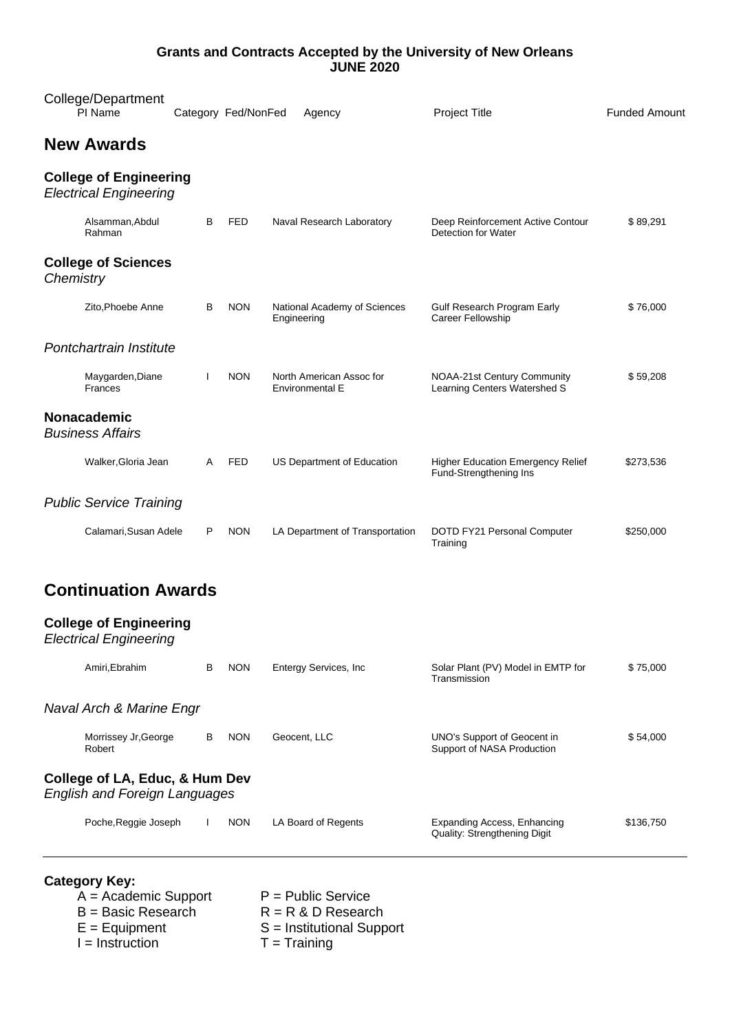# Grants and Contracts Accepted by the University of New Orleans
## JUNE 2020

| College/Department PI Name | Category | Fed/NonFed | Agency | Project Title | Funded Amount |
|---|---|---|---|---|---|
| **New Awards** | | | | | |
| **College of Engineering** | | | | | |
| *Electrical Engineering* | | | | | |
| Alsamman,Abdul Rahman | B | FED | Naval Research Laboratory | Deep Reinforcement Active Contour Detection for Water | $ 89,291 |
| **College of Sciences** | | | | | |
| *Chemistry* | | | | | |
| Zito,Phoebe Anne | B | NON | National Academy of Sciences Engineering | Gulf Research Program Early Career Fellowship | $ 76,000 |
| *Pontchartrain Institute* | | | | | |
| Maygarden,Diane Frances | I | NON | North American Assoc for Environmental E | NOAA-21st Century Community Learning Centers Watershed S | $ 59,208 |
| **Nonacademic** | | | | | |
| *Business Affairs* | | | | | |
| Walker,Gloria Jean | A | FED | US Department of Education | Higher Education Emergency Relief Fund-Strengthening Ins | $273,536 |
| *Public Service Training* | | | | | |
| Calamari,Susan Adele | P | NON | LA Department of Transportation | DOTD FY21 Personal Computer Training | $250,000 |
| **Continuation Awards** | | | | | |
| **College of Engineering** | | | | | |
| *Electrical Engineering* | | | | | |
| Amiri,Ebrahim | B | NON | Entergy Services, Inc | Solar Plant (PV) Model in EMTP for Transmission | $ 75,000 |
| *Naval Arch & Marine Engr* | | | | | |
| Morrissey Jr,George Robert | B | NON | Geocent, LLC | UNO's Support of Geocent in Support of NASA Production | $ 54,000 |
| **College of LA, Educ, & Hum Dev** | | | | | |
| *English and Foreign Languages* | | | | | |
| Poche,Reggie Joseph | I | NON | LA Board of Regents | Expanding Access, Enhancing Quality: Strengthening Digit | $136,750 |

**Category Key:**

- A = Academic Support
- B = Basic Research
- E = Equipment
- I = Instruction
- P = Public Service
- R = R & D Research
- S = Institutional Support
- T = Training